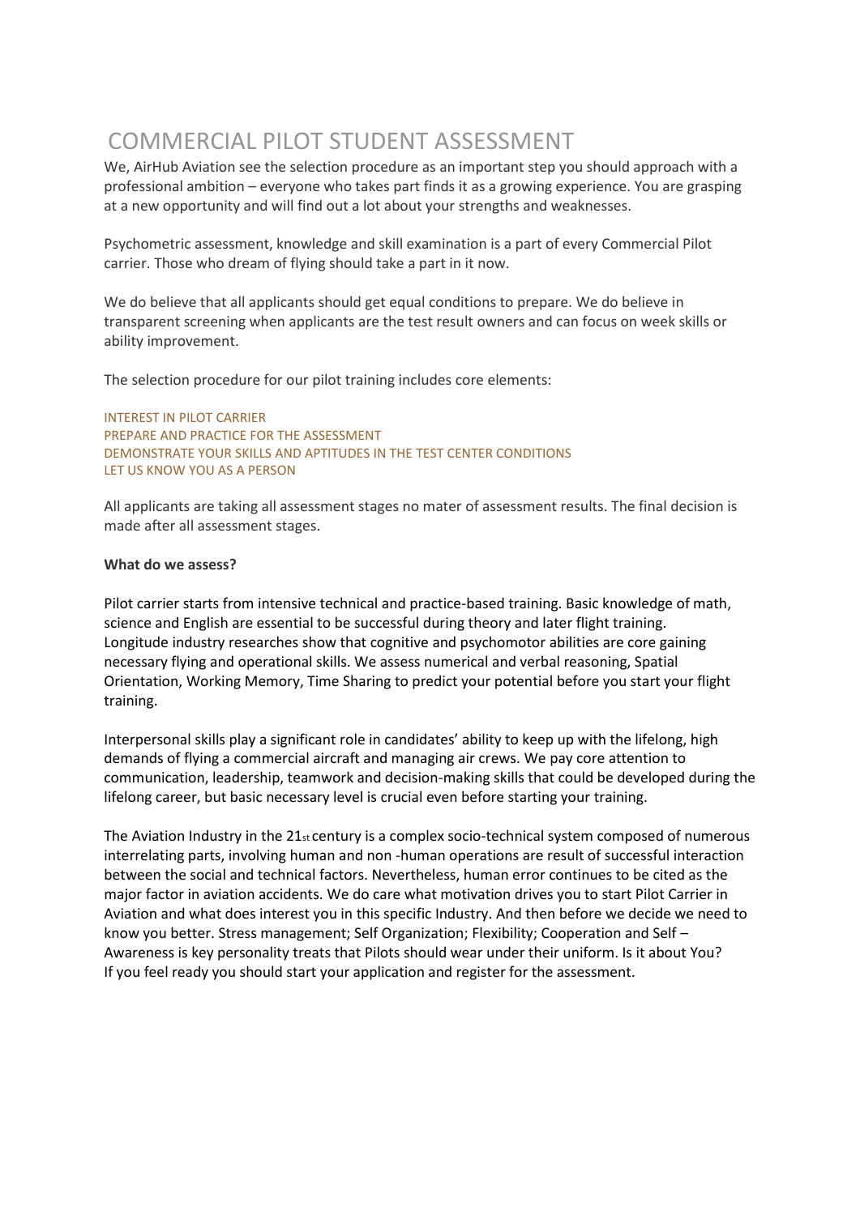# COMMERCIAL PILOT STUDENT ASSESSMENT

We, AirHub Aviation see the selection procedure as an important step you should approach with a professional ambition – everyone who takes part finds it as a growing experience. You are grasping at a new opportunity and will find out a lot about your strengths and weaknesses.

Psychometric assessment, knowledge and skill examination is a part of every Commercial Pilot carrier. Those who dream of flying should take a part in it now.

We do believe that all applicants should get equal conditions to prepare. We do believe in transparent screening when applicants are the test result owners and can focus on week skills or ability improvement.

The selection procedure for our pilot training includes core elements:

INTEREST IN PILOT CARRIER
PREPARE AND PRACTICE FOR THE ASSESSMENT
DEMONSTRATE YOUR SKILLS AND APTITUDES IN THE TEST CENTER CONDITIONS
LET US KNOW YOU AS A PERSON

All applicants are taking all assessment stages no mater of assessment results. The final decision is made after all assessment stages.

**What do we assess?**

Pilot carrier starts from intensive technical and practice-based training. Basic knowledge of math, science and English are essential to be successful during theory and later flight training. Longitude industry researches show that cognitive and psychomotor abilities are core gaining necessary flying and operational skills. We assess numerical and verbal reasoning, Spatial Orientation, Working Memory, Time Sharing to predict your potential before you start your flight training.

Interpersonal skills play a significant role in candidates' ability to keep up with the lifelong, high demands of flying a commercial aircraft and managing air crews. We pay core attention to communication, leadership, teamwork and decision-making skills that could be developed during the lifelong career, but basic necessary level is crucial even before starting your training.

The Aviation Industry in the 21st century is a complex socio-technical system composed of numerous interrelating parts, involving human and non -human operations are result of successful interaction between the social and technical factors. Nevertheless, human error continues to be cited as the major factor in aviation accidents. We do care what motivation drives you to start Pilot Carrier in Aviation and what does interest you in this specific Industry. And then before we decide we need to know you better. Stress management; Self Organization; Flexibility; Cooperation and Self – Awareness is key personality treats that Pilots should wear under their uniform. Is it about You? If you feel ready you should start your application and register for the assessment.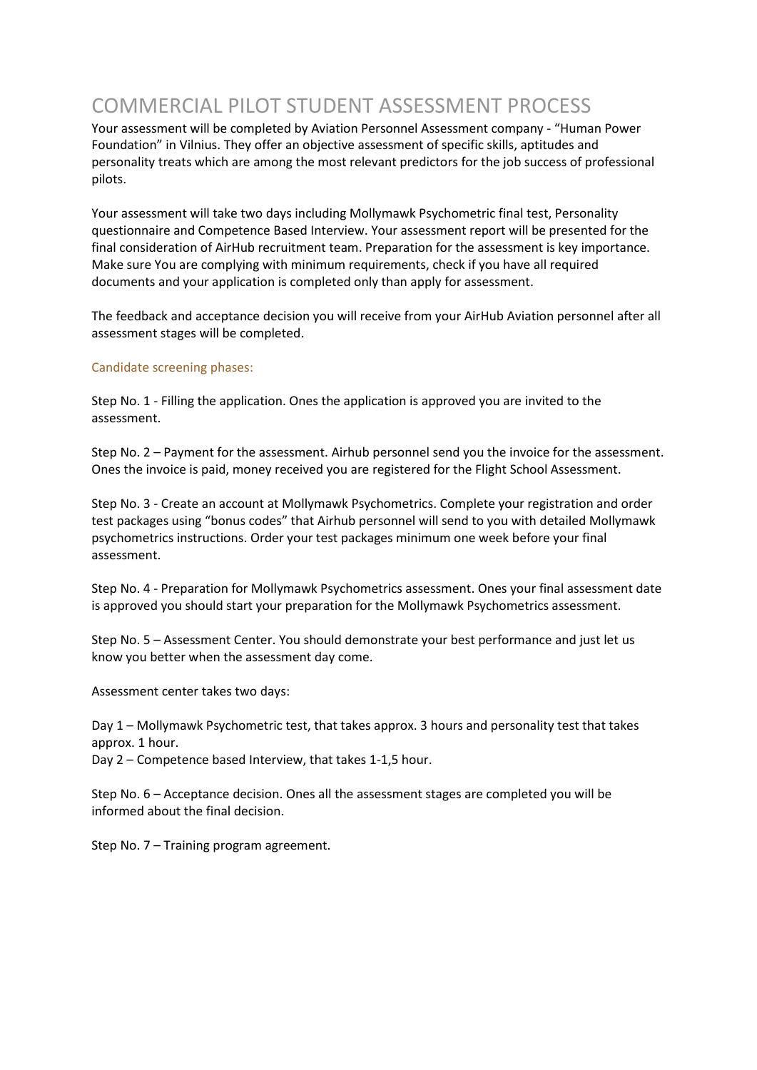# COMMERCIAL PILOT STUDENT ASSESSMENT PROCESS

Your assessment will be completed by Aviation Personnel Assessment company - "Human Power Foundation" in Vilnius. They offer an objective assessment of specific skills, aptitudes and personality treats which are among the most relevant predictors for the job success of professional pilots.

Your assessment will take two days including Mollymawk Psychometric final test, Personality questionnaire and Competence Based Interview. Your assessment report will be presented for the final consideration of AirHub recruitment team. Preparation for the assessment is key importance. Make sure You are complying with minimum requirements, check if you have all required documents and your application is completed only than apply for assessment.

The feedback and acceptance decision you will receive from your AirHub Aviation personnel after all assessment stages will be completed.

## Candidate screening phases:

Step No. 1 - Filling the application. Ones the application is approved you are invited to the assessment.

Step No. 2 – Payment for the assessment. Airhub personnel send you the invoice for the assessment. Ones the invoice is paid, money received you are registered for the Flight School Assessment.

Step No. 3 - Create an account at Mollymawk Psychometrics. Complete your registration and order test packages using "bonus codes" that Airhub personnel will send to you with detailed Mollymawk psychometrics instructions. Order your test packages minimum one week before your final assessment.

Step No. 4 - Preparation for Mollymawk Psychometrics assessment. Ones your final assessment date is approved you should start your preparation for the Mollymawk Psychometrics assessment.

Step No. 5 – Assessment Center. You should demonstrate your best performance and just let us know you better when the assessment day come.

Assessment center takes two days:

Day 1 – Mollymawk Psychometric test, that takes approx. 3 hours and personality test that takes approx. 1 hour.
Day 2 – Competence based Interview, that takes 1-1,5 hour.

Step No. 6 – Acceptance decision. Ones all the assessment stages are completed you will be informed about the final decision.

Step No. 7 – Training program agreement.